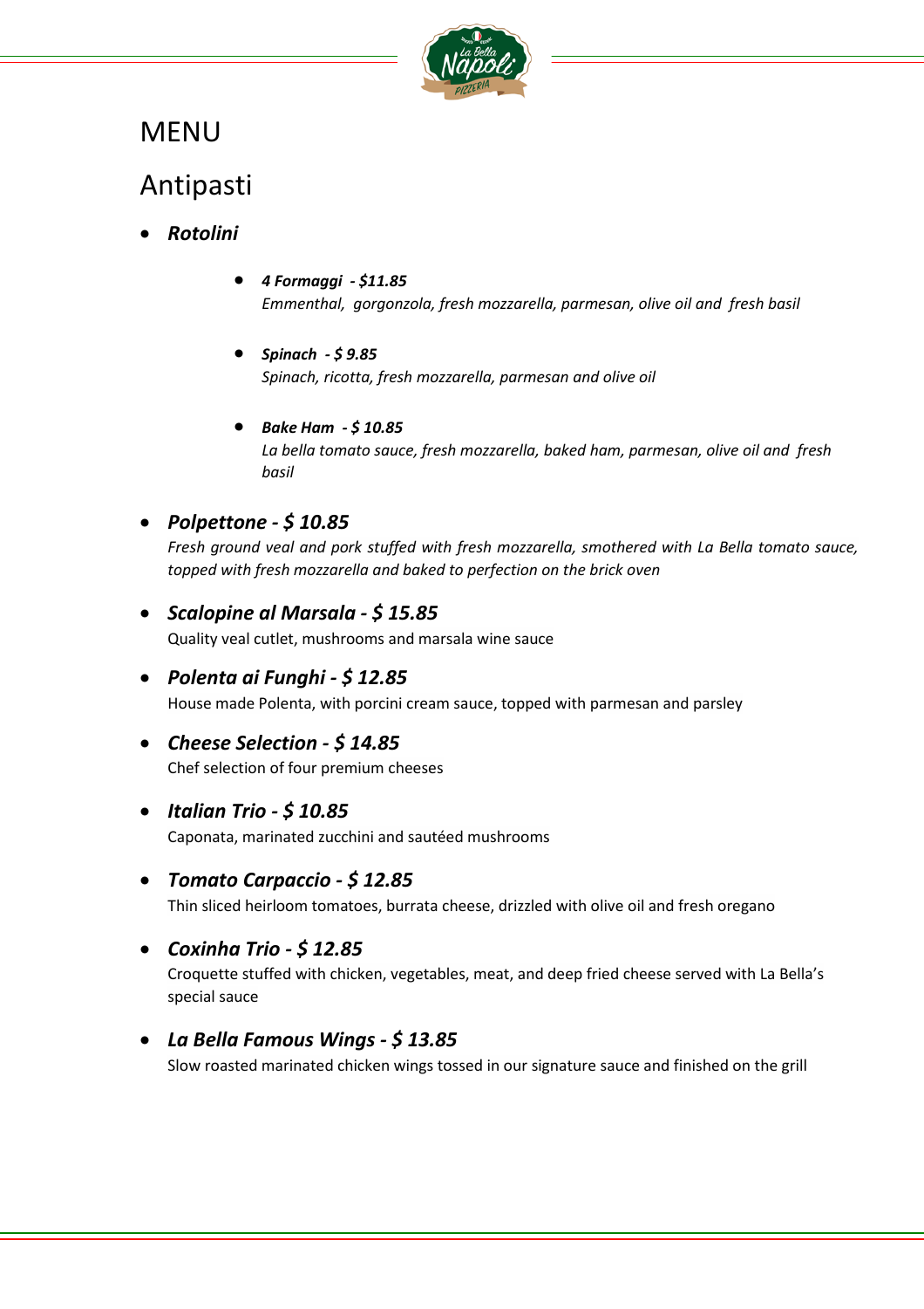# MENU

## Antipasti

- ***Rotolini***

    - ***4 Formaggi  - $11.85***
      *Emmenthal,  gorgonzola, fresh mozzarella, parmesan, olive oil and  fresh basil*

    - ***Spinach  - $ 9.85***
      *Spinach, ricotta, fresh mozzarella, parmesan and olive oil*

    - ***Bake Ham  - $ 10.85***
      *La bella tomato sauce, fresh mozzarella, baked ham, parmesan, olive oil and  fresh basil*

- ***Polpettone - $ 10.85***
  *Fresh ground veal and pork stuffed with fresh mozzarella, smothered with La Bella tomato sauce, topped with fresh mozzarella and baked to perfection on the brick oven*

- ***Scalopine al Marsala - $ 15.85***
  Quality veal cutlet, mushrooms and marsala wine sauce

- ***Polenta ai Funghi - $ 12.85***
  House made Polenta, with porcini cream sauce, topped with parmesan and parsley

- ***Cheese Selection - $ 14.85***
  Chef selection of four premium cheeses

- ***Italian Trio - $ 10.85***
  Caponata, marinated zucchini and sautéed mushrooms

- ***Tomato Carpaccio - $ 12.85***
  Thin sliced heirloom tomatoes, burrata cheese, drizzled with olive oil and fresh oregano

- ***Coxinha Trio - $ 12.85***
  Croquette stuffed with chicken, vegetables, meat, and deep fried cheese served with La Bella's special sauce

- ***La Bella Famous Wings - $ 13.85***
  Slow roasted marinated chicken wings tossed in our signature sauce and finished on the grill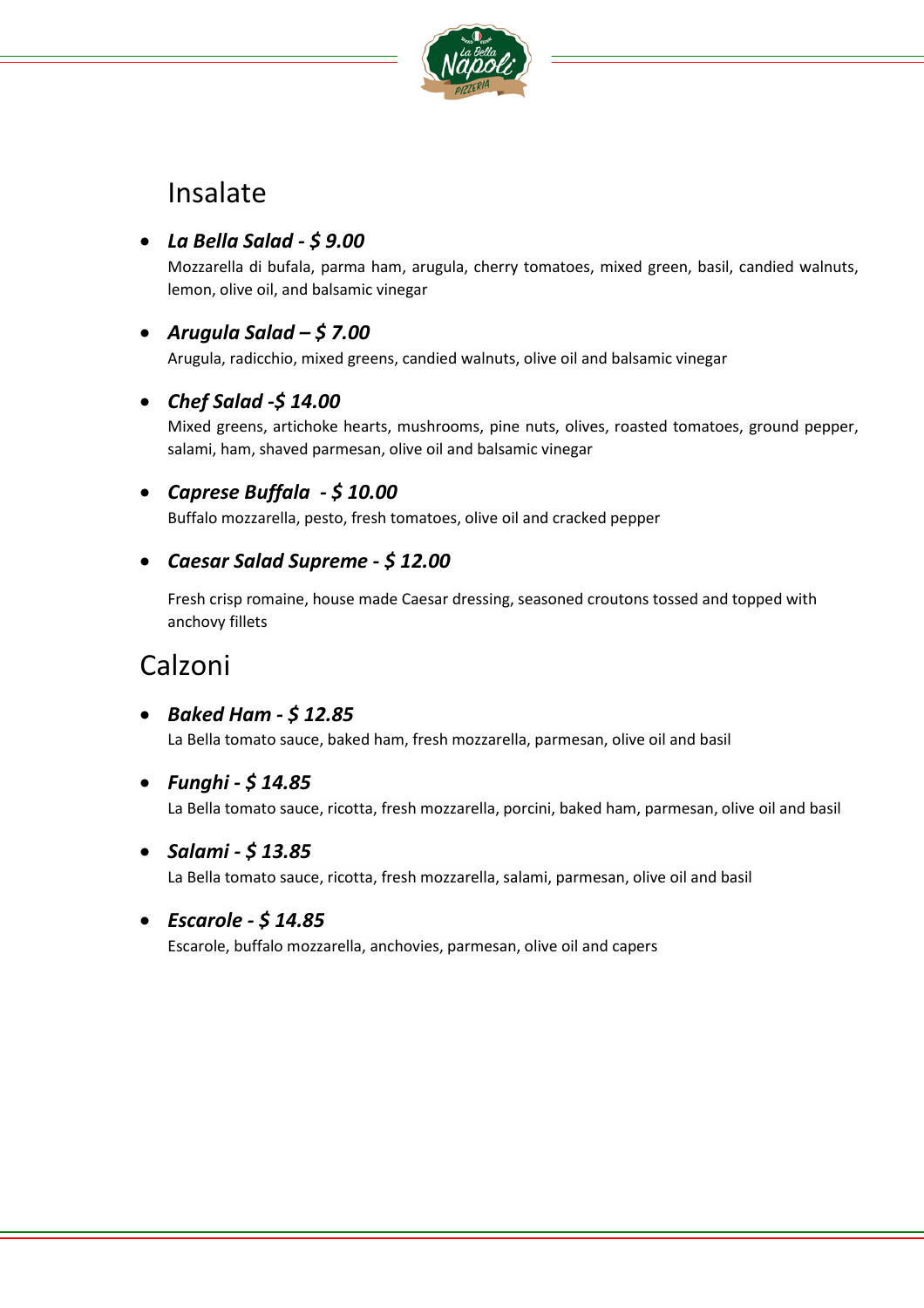## Insalate

- ***La Bella Salad - $ 9.00***
  Mozzarella di bufala, parma ham, arugula, cherry tomatoes, mixed green, basil, candied walnuts, lemon, olive oil, and balsamic vinegar

- ***Arugula Salad – $ 7.00***
  Arugula, radicchio, mixed greens, candied walnuts, olive oil and balsamic vinegar

- ***Chef Salad -$ 14.00***
  Mixed greens, artichoke hearts, mushrooms, pine nuts, olives, roasted tomatoes, ground pepper, salami, ham, shaved parmesan, olive oil and balsamic vinegar

- ***Caprese Buffala - $ 10.00***
  Buffalo mozzarella, pesto, fresh tomatoes, olive oil and cracked pepper

- ***Caesar Salad Supreme - $ 12.00***
  Fresh crisp romaine, house made Caesar dressing, seasoned croutons tossed and topped with anchovy fillets

## Calzoni

- ***Baked Ham - $ 12.85***
  La Bella tomato sauce, baked ham, fresh mozzarella, parmesan, olive oil and basil

- ***Funghi - $ 14.85***
  La Bella tomato sauce, ricotta, fresh mozzarella, porcini, baked ham, parmesan, olive oil and basil

- ***Salami - $ 13.85***
  La Bella tomato sauce, ricotta, fresh mozzarella, salami, parmesan, olive oil and basil

- ***Escarole - $ 14.85***
  Escarole, buffalo mozzarella, anchovies, parmesan, olive oil and capers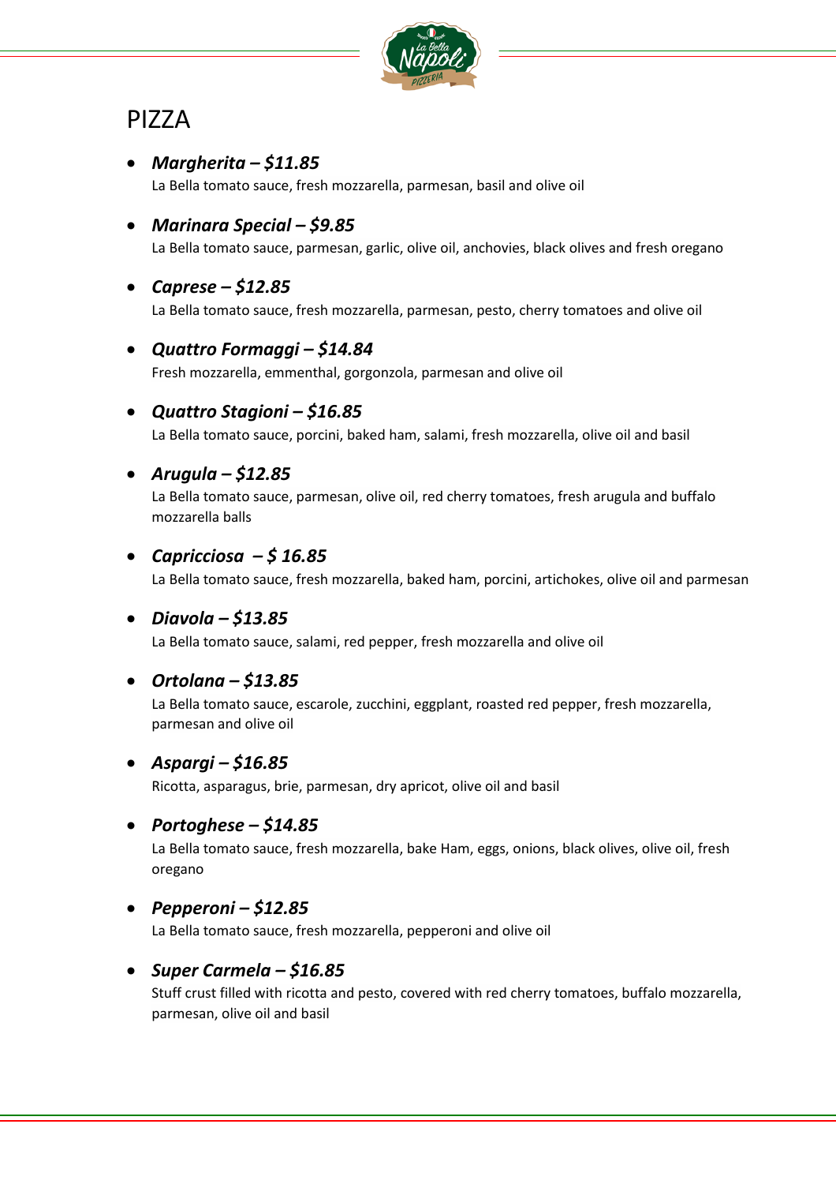# PIZZA

- ***Margherita – $11.85***
  La Bella tomato sauce, fresh mozzarella, parmesan, basil and olive oil

- ***Marinara Special – $9.85***
  La Bella tomato sauce, parmesan, garlic, olive oil, anchovies, black olives and fresh oregano

- ***Caprese – $12.85***
  La Bella tomato sauce, fresh mozzarella, parmesan, pesto, cherry tomatoes and olive oil

- ***Quattro Formaggi – $14.84***
  Fresh mozzarella, emmenthal, gorgonzola, parmesan and olive oil

- ***Quattro Stagioni – $16.85***
  La Bella tomato sauce, porcini, baked ham, salami, fresh mozzarella, olive oil and basil

- ***Arugula – $12.85***
  La Bella tomato sauce, parmesan, olive oil, red cherry tomatoes, fresh arugula and buffalo mozzarella balls

- ***Capricciosa – $ 16.85***
  La Bella tomato sauce, fresh mozzarella, baked ham, porcini, artichokes, olive oil and parmesan

- ***Diavola – $13.85***
  La Bella tomato sauce, salami, red pepper, fresh mozzarella and olive oil

- ***Ortolana – $13.85***
  La Bella tomato sauce, escarole, zucchini, eggplant, roasted red pepper, fresh mozzarella, parmesan and olive oil

- ***Aspargi – $16.85***
  Ricotta, asparagus, brie, parmesan, dry apricot, olive oil and basil

- ***Portoghese – $14.85***
  La Bella tomato sauce, fresh mozzarella, bake Ham, eggs, onions, black olives, olive oil, fresh oregano

- ***Pepperoni – $12.85***
  La Bella tomato sauce, fresh mozzarella, pepperoni and olive oil

- ***Super Carmela – $16.85***
  Stuff crust filled with ricotta and pesto, covered with red cherry tomatoes, buffalo mozzarella, parmesan, olive oil and basil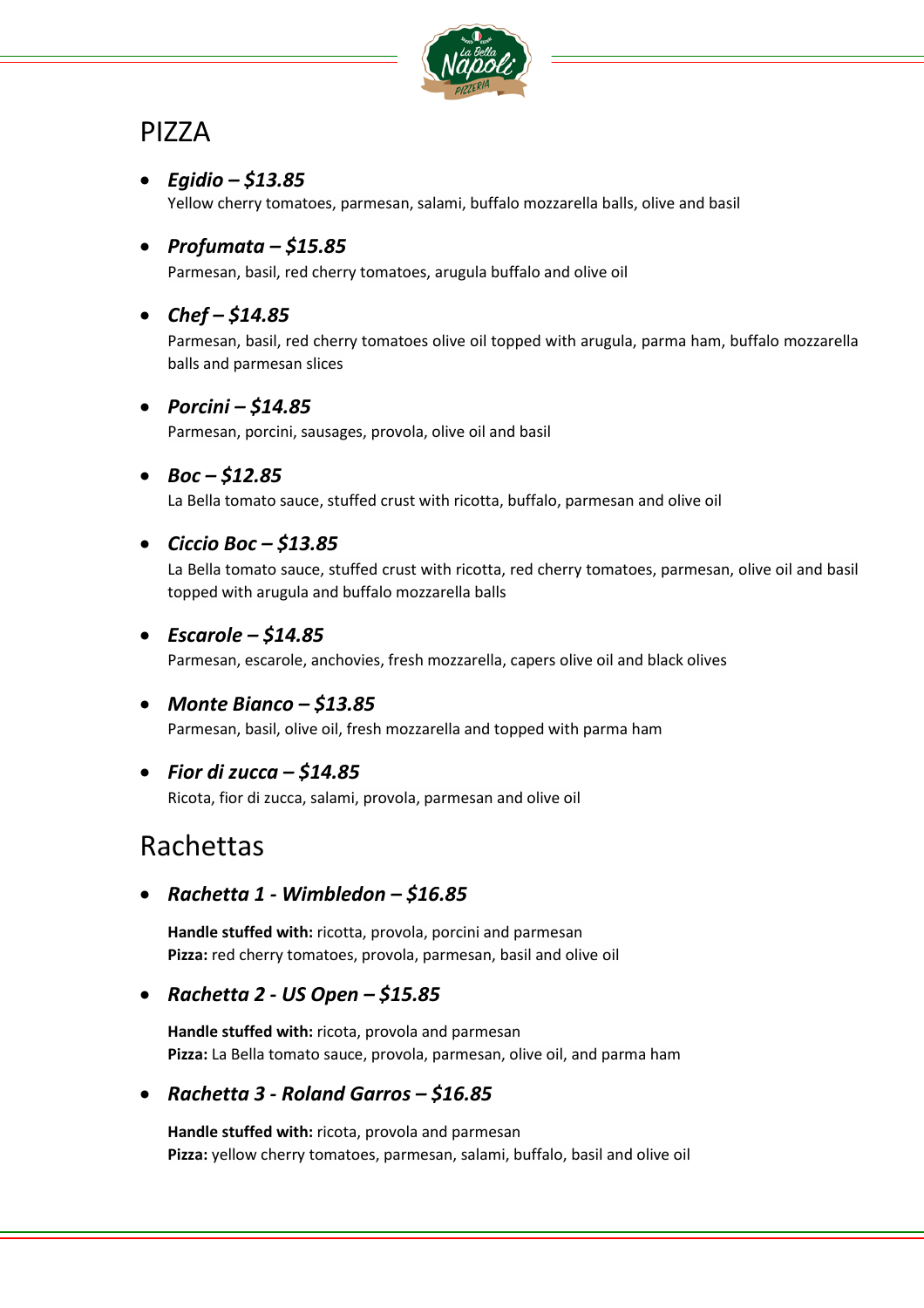# PIZZA

- ***Egidio – $13.85***
  Yellow cherry tomatoes, parmesan, salami, buffalo mozzarella balls, olive and basil

- ***Profumata – $15.85***
  Parmesan, basil, red cherry tomatoes, arugula buffalo and olive oil

- ***Chef – $14.85***
  Parmesan, basil, red cherry tomatoes olive oil topped with arugula, parma ham, buffalo mozzarella balls and parmesan slices

- ***Porcini – $14.85***
  Parmesan, porcini, sausages, provola, olive oil and basil

- ***Boc – $12.85***
  La Bella tomato sauce, stuffed crust with ricotta, buffalo, parmesan and olive oil

- ***Ciccio Boc – $13.85***
  La Bella tomato sauce, stuffed crust with ricotta, red cherry tomatoes, parmesan, olive oil and basil topped with arugula and buffalo mozzarella balls

- ***Escarole – $14.85***
  Parmesan, escarole, anchovies, fresh mozzarella, capers olive oil and black olives

- ***Monte Bianco – $13.85***
  Parmesan, basil, olive oil, fresh mozzarella and topped with parma ham

- ***Fior di zucca – $14.85***
  Ricota, fior di zucca, salami, provola, parmesan and olive oil

# Rachettas

- ***Rachetta 1 - Wimbledon – $16.85***

  **Handle stuffed with:** ricotta, provola, porcini and parmesan
  **Pizza:** red cherry tomatoes, provola, parmesan, basil and olive oil

- ***Rachetta 2 - US Open – $15.85***

  **Handle stuffed with:** ricota, provola and parmesan
  **Pizza:** La Bella tomato sauce, provola, parmesan, olive oil, and parma ham

- ***Rachetta 3 - Roland Garros – $16.85***

  **Handle stuffed with:** ricota, provola and parmesan
  **Pizza:** yellow cherry tomatoes, parmesan, salami, buffalo, basil and olive oil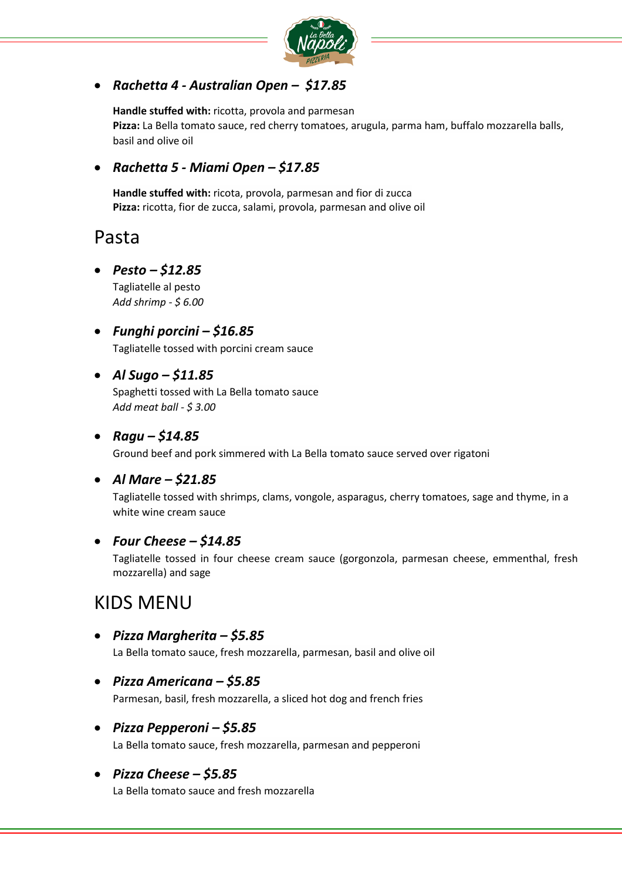- ***Rachetta 4 - Australian Open – $17.85***

  **Handle stuffed with:** ricotta, provola and parmesan
  **Pizza:** La Bella tomato sauce, red cherry tomatoes, arugula, parma ham, buffalo mozzarella balls, basil and olive oil

- ***Rachetta 5 - Miami Open – $17.85***

  **Handle stuffed with:** ricota, provola, parmesan and fior di zucca
  **Pizza:** ricotta, fior de zucca, salami, provola, parmesan and olive oil

## Pasta

- ***Pesto – $12.85***
  Tagliatelle al pesto
  *Add shrimp - $ 6.00*

- ***Funghi porcini – $16.85***
  Tagliatelle tossed with porcini cream sauce

- ***Al Sugo – $11.85***
  Spaghetti tossed with La Bella tomato sauce
  *Add meat ball - $ 3.00*

- ***Ragu – $14.85***
  Ground beef and pork simmered with La Bella tomato sauce served over rigatoni

- ***Al Mare – $21.85***
  Tagliatelle tossed with shrimps, clams, vongole, asparagus, cherry tomatoes, sage and thyme, in a white wine cream sauce

- ***Four Cheese – $14.85***
  Tagliatelle tossed in four cheese cream sauce (gorgonzola, parmesan cheese, emmenthal, fresh mozzarella) and sage

## KIDS MENU

- ***Pizza Margherita – $5.85***
  La Bella tomato sauce, fresh mozzarella, parmesan, basil and olive oil

- ***Pizza Americana – $5.85***
  Parmesan, basil, fresh mozzarella, a sliced hot dog and french fries

- ***Pizza Pepperoni – $5.85***
  La Bella tomato sauce, fresh mozzarella, parmesan and pepperoni

- ***Pizza Cheese – $5.85***
  La Bella tomato sauce and fresh mozzarella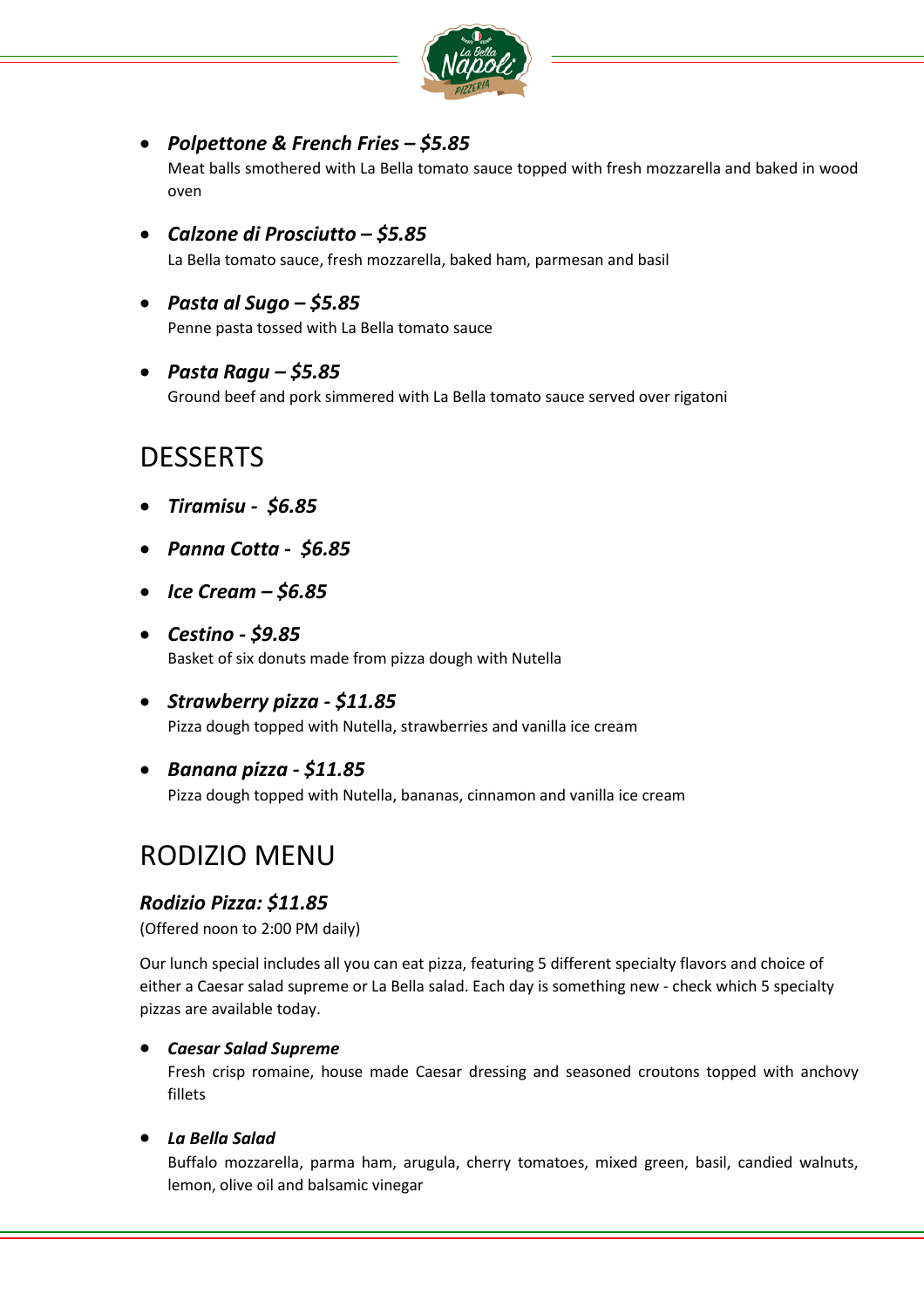- ***Polpettone & French Fries – $5.85***
  Meat balls smothered with La Bella tomato sauce topped with fresh mozzarella and baked in wood oven

- ***Calzone di Prosciutto – $5.85***
  La Bella tomato sauce, fresh mozzarella, baked ham, parmesan and basil

- ***Pasta al Sugo – $5.85***
  Penne pasta tossed with La Bella tomato sauce

- ***Pasta Ragu – $5.85***
  Ground beef and pork simmered with La Bella tomato sauce served over rigatoni

## DESSERTS

- ***Tiramisu - $6.85***
- ***Panna Cotta - $6.85***
- ***Ice Cream – $6.85***
- ***Cestino - $9.85***
  Basket of six donuts made from pizza dough with Nutella
- ***Strawberry pizza - $11.85***
  Pizza dough topped with Nutella, strawberries and vanilla ice cream
- ***Banana pizza - $11.85***
  Pizza dough topped with Nutella, bananas, cinnamon and vanilla ice cream

## RODIZIO MENU

### *Rodizio Pizza: $11.85*

(Offered noon to 2:00 PM daily)

Our lunch special includes all you can eat pizza, featuring 5 different specialty flavors and choice of either a Caesar salad supreme or La Bella salad. Each day is something new - check which 5 specialty pizzas are available today.

- ***Caesar Salad Supreme***
  Fresh crisp romaine, house made Caesar dressing and seasoned croutons topped with anchovy fillets

- ***La Bella Salad***
  Buffalo mozzarella, parma ham, arugula, cherry tomatoes, mixed green, basil, candied walnuts, lemon, olive oil and balsamic vinegar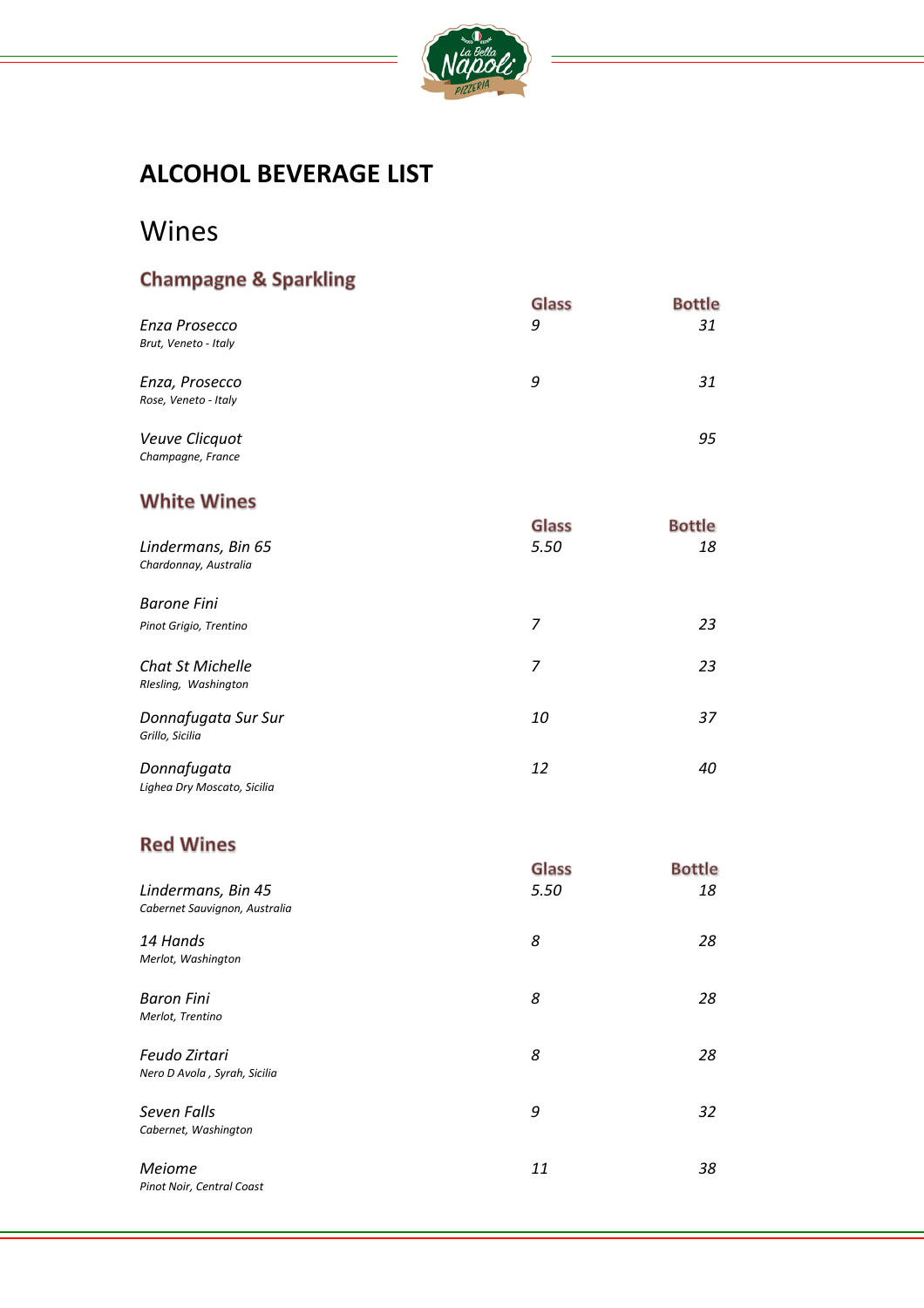# ALCOHOL BEVERAGE LIST

## Wines

### Champagne & Sparkling

| | Glass | Bottle |
|---|---|---|
| *Enza Prosecco*<br>*Brut, Veneto - Italy* | *9* | *31* |
| *Enza, Prosecco*<br>*Rose, Veneto - Italy* | *9* | *31* |
| *Veuve Clicquot*<br>*Champagne, France* | | *95* |

### White Wines

| | Glass | Bottle |
|---|---|---|
| *Lindermans, Bin 65*<br>*Chardonnay, Australia* | *5.50* | *18* |
| *Barone Fini*<br>*Pinot Grigio, Trentino* | *7* | *23* |
| *Chat St Michelle*<br>*RIesling, Washington* | *7* | *23* |
| *Donnafugata Sur Sur*<br>*Grillo, Sicilia* | *10* | *37* |
| *Donnafugata*<br>*Lighea Dry Moscato, Sicilia* | *12* | *40* |

### Red Wines

| | Glass | Bottle |
|---|---|---|
| *Lindermans, Bin 45*<br>*Cabernet Sauvignon, Australia* | *5.50* | *18* |
| *14 Hands*<br>*Merlot, Washington* | *8* | *28* |
| *Baron Fini*<br>*Merlot, Trentino* | *8* | *28* |
| *Feudo Zirtari*<br>*Nero D Avola , Syrah, Sicilia* | *8* | *28* |
| *Seven Falls*<br>*Cabernet, Washington* | *9* | *32* |
| *Meiome*<br>*Pinot Noir, Central Coast* | *11* | *38* |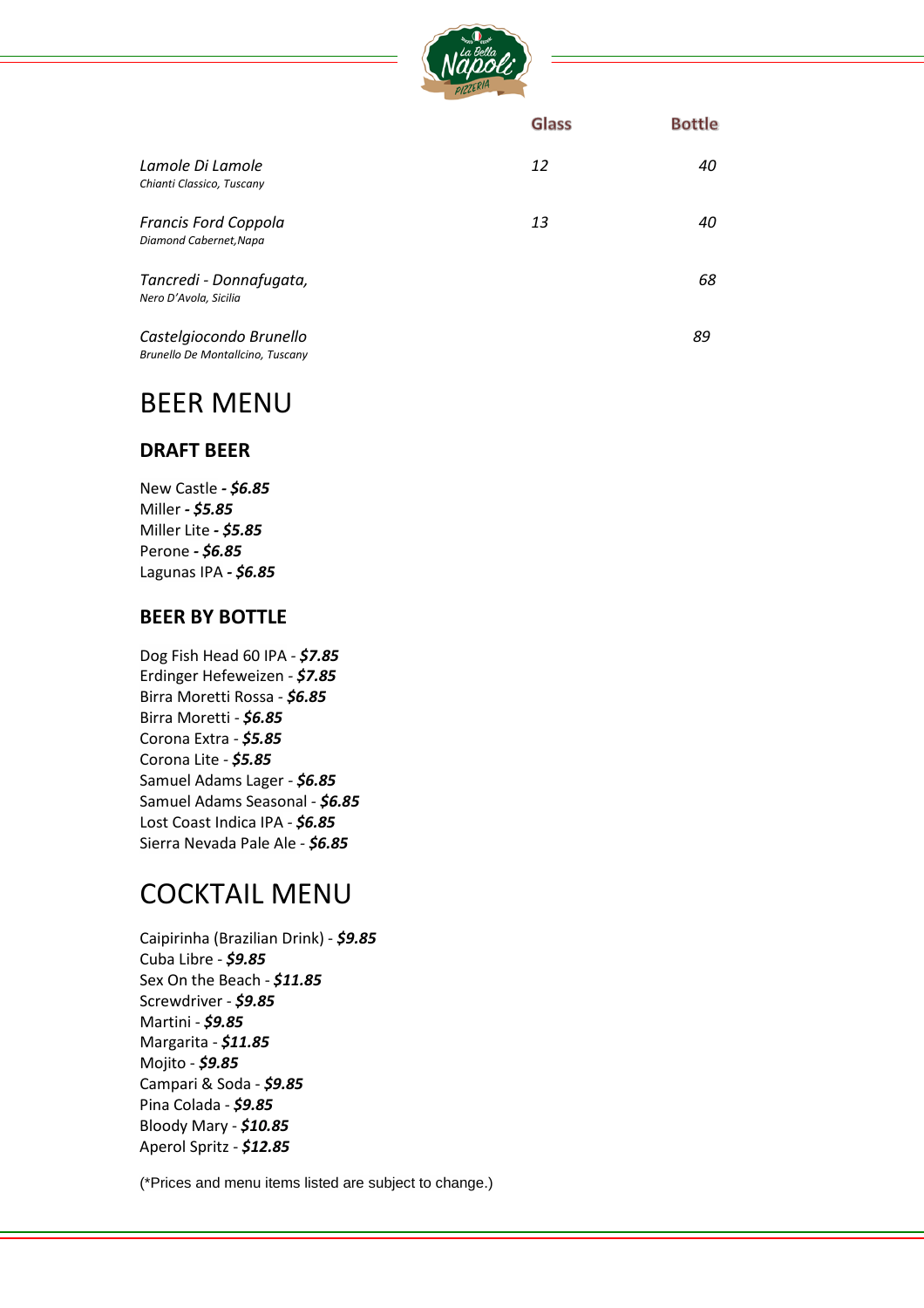| | Glass | Bottle |
|---|---|---|
| *Lamole Di Lamole*<br>*Chianti Classico, Tuscany* | *12* | *40* |
| *Francis Ford Coppola*<br>*Diamond Cabernet,Napa* | *13* | *40* |
| *Tancredi - Donnafugata,*<br>*Nero D'Avola, Sicilia* | | *68* |
| *Castelgiocondo Brunello*<br>*Brunello De Montallcino, Tuscany* | | *89* |

# BEER MENU

## DRAFT BEER

New Castle ***- $6.85***
Miller ***- $5.85***
Miller Lite ***- $5.85***
Perone ***- $6.85***
Lagunas IPA ***- $6.85***

## BEER BY BOTTLE

Dog Fish Head 60 IPA - ***$7.85***
Erdinger Hefeweizen - ***$7.85***
Birra Moretti Rossa - ***$6.85***
Birra Moretti - ***$6.85***
Corona Extra - ***$5.85***
Corona Lite - ***$5.85***
Samuel Adams Lager - ***$6.85***
Samuel Adams Seasonal - ***$6.85***
Lost Coast Indica IPA - ***$6.85***
Sierra Nevada Pale Ale - ***$6.85***

# COCKTAIL MENU

Caipirinha (Brazilian Drink) - ***$9.85***
Cuba Libre - ***$9.85***
Sex On the Beach - ***$11.85***
Screwdriver - ***$9.85***
Martini - ***$9.85***
Margarita - ***$11.85***
Mojito - ***$9.85***
Campari & Soda - ***$9.85***
Pina Colada - ***$9.85***
Bloody Mary - ***$10.85***
Aperol Spritz - ***$12.85***

(*Prices and menu items listed are subject to change.)